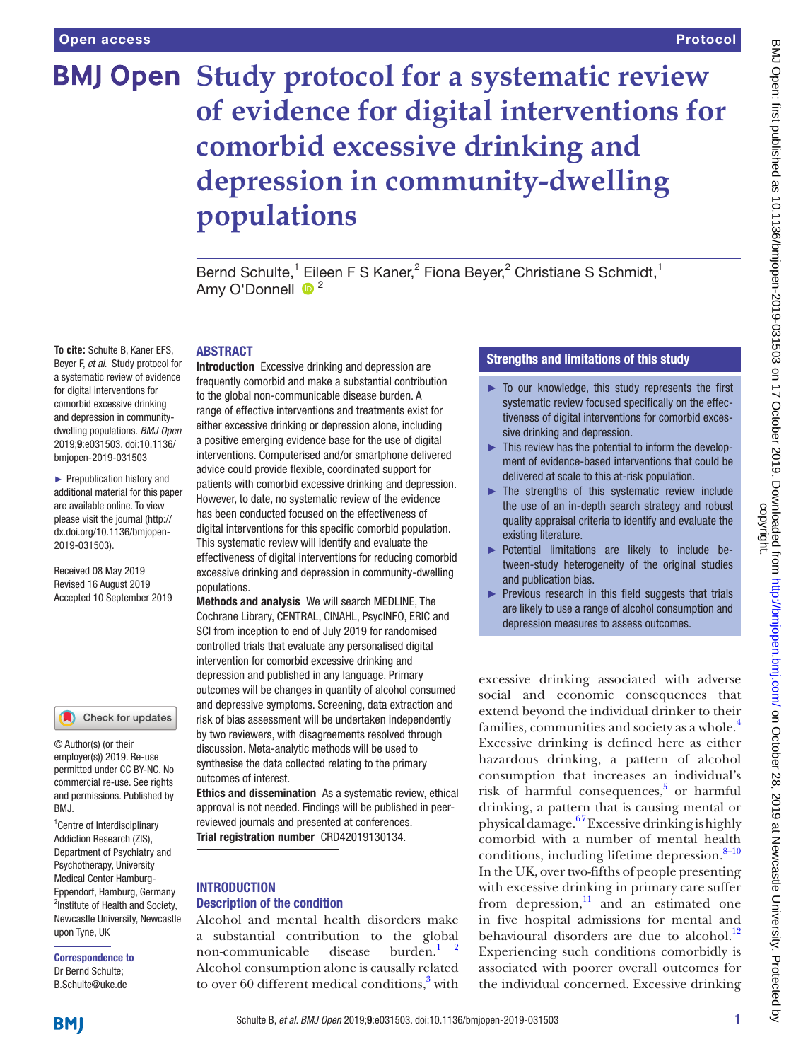# Study protocol for a systematic review of evidence for digital interventions for comorbid excessive drinking and depression in community-dwelling populations

Bernd Schulte,[1] Eileen F S Kaner,[2] Fiona Beyer,[2] Christiane S Schmidt,[1] Amy O'Donnell [2]

**To cite:** Schulte B, Kaner EFS, Beyer F, *et al*. Study protocol for a systematic review of evidence for digital interventions for comorbid excessive drinking and depression in community-dwelling populations. *BMJ Open* 2019;**9**:e031503. doi:10.1136/bmjopen-2019-031503

► Prepublication history and additional material for this paper are available online. To view please visit the journal (http://dx.doi.org/10.1136/bmjopen-2019-031503).

Received 08 May 2019
Revised 16 August 2019
Accepted 10 September 2019

© Author(s) (or their employer(s)) 2019. Re-use permitted under CC BY-NC. No commercial re-use. See rights and permissions. Published by BMJ.

[1]Centre of Interdisciplinary Addiction Research (ZIS), Department of Psychiatry and Psychotherapy, University Medical Center Hamburg-Eppendorf, Hamburg, Germany
[2]Institute of Health and Society, Newcastle University, Newcastle upon Tyne, UK

**Correspondence to**
Dr Bernd Schulte;
B.Schulte@uke.de

## ABSTRACT

**Introduction** Excessive drinking and depression are frequently comorbid and make a substantial contribution to the global non-communicable disease burden. A range of effective interventions and treatments exist for either excessive drinking or depression alone, including a positive emerging evidence base for the use of digital interventions. Computerised and/or smartphone delivered advice could provide flexible, coordinated support for patients with comorbid excessive drinking and depression. However, to date, no systematic review of the evidence has been conducted focused on the effectiveness of digital interventions for this specific comorbid population. This systematic review will identify and evaluate the effectiveness of digital interventions for reducing comorbid excessive drinking and depression in community-dwelling populations.

**Methods and analysis** We will search MEDLINE, The Cochrane Library, CENTRAL, CINAHL, PsycINFO, ERIC and SCI from inception to end of July 2019 for randomised controlled trials that evaluate any personalised digital intervention for comorbid excessive drinking and depression and published in any language. Primary outcomes will be changes in quantity of alcohol consumed and depressive symptoms. Screening, data extraction and risk of bias assessment will be undertaken independently by two reviewers, with disagreements resolved through discussion. Meta-analytic methods will be used to synthesise the data collected relating to the primary outcomes of interest.

**Ethics and dissemination** As a systematic review, ethical approval is not needed. Findings will be published in peer-reviewed journals and presented at conferences.

**Trial registration number** CRD42019130134.

## Strengths and limitations of this study

- ► To our knowledge, this study represents the first systematic review focused specifically on the effectiveness of digital interventions for comorbid excessive drinking and depression.
- ► This review has the potential to inform the development of evidence-based interventions that could be delivered at scale to this at-risk population.
- ► The strengths of this systematic review include the use of an in-depth search strategy and robust quality appraisal criteria to identify and evaluate the existing literature.
- ► Potential limitations are likely to include between-study heterogeneity of the original studies and publication bias.
- ► Previous research in this field suggests that trials are likely to use a range of alcohol consumption and depression measures to assess outcomes.

## INTRODUCTION

### Description of the condition

Alcohol and mental health disorders make a substantial contribution to the global non-communicable disease burden.[1 2] Alcohol consumption alone is causally related to over 60 different medical conditions,[3] with excessive drinking associated with adverse social and economic consequences that extend beyond the individual drinker to their families, communities and society as a whole.[4] Excessive drinking is defined here as either hazardous drinking, a pattern of alcohol consumption that increases an individual's risk of harmful consequences,[5] or harmful drinking, a pattern that is causing mental or physical damage.[6 7] Excessive drinking is highly comorbid with a number of mental health conditions, including lifetime depression.[8–10] In the UK, over two-fifths of people presenting with excessive drinking in primary care suffer from depression,[11] and an estimated one in five hospital admissions for mental and behavioural disorders are due to alcohol.[12] Experiencing such conditions comorbidly is associated with poorer overall outcomes for the individual concerned. Excessive drinking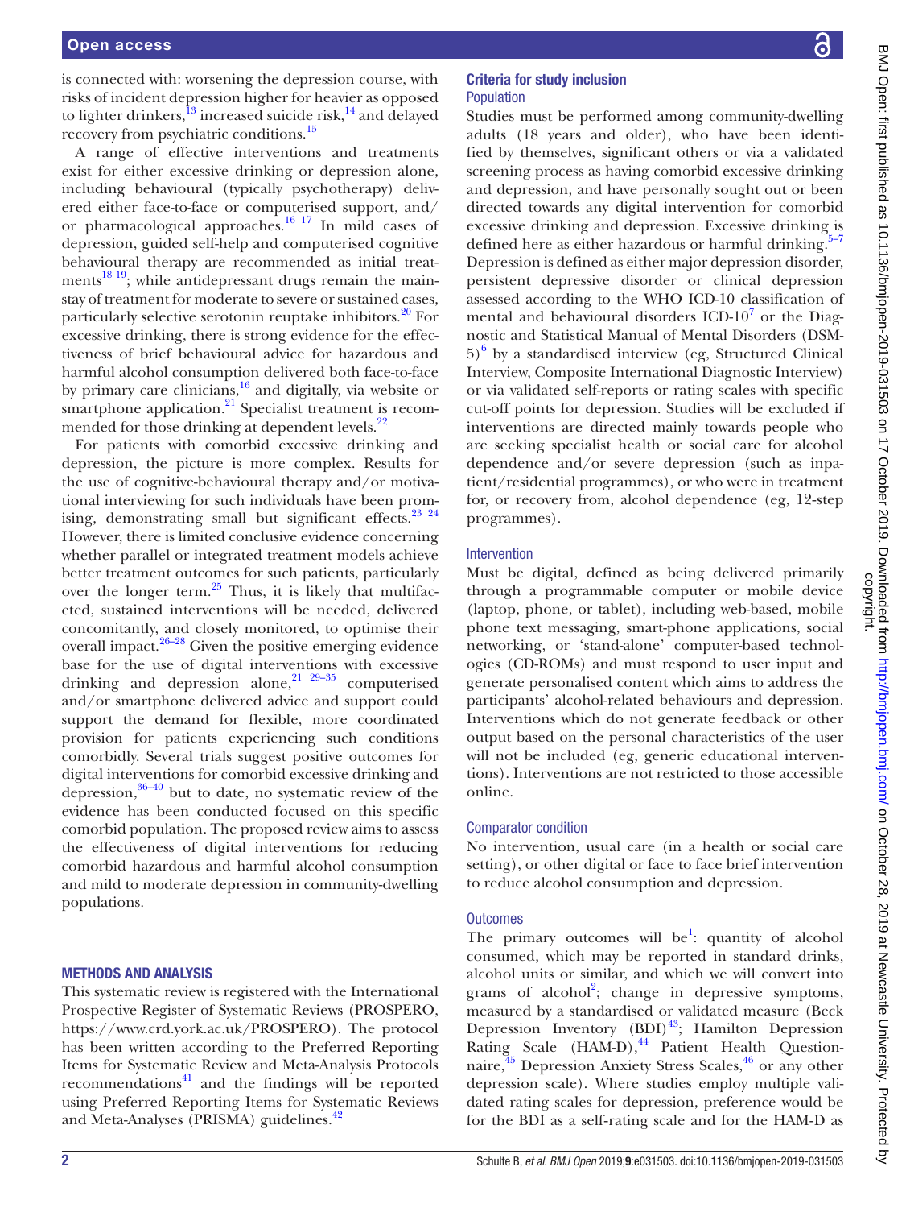is connected with: worsening the depression course, with risks of incident depression higher for heavier as opposed to lighter drinkers,[13] increased suicide risk,[14] and delayed recovery from psychiatric conditions.[15]

A range of effective interventions and treatments exist for either excessive drinking or depression alone, including behavioural (typically psychotherapy) delivered either face-to-face or computerised support, and/or pharmacological approaches.[16 17] In mild cases of depression, guided self-help and computerised cognitive behavioural therapy are recommended as initial treatments[18 19]; while antidepressant drugs remain the mainstay of treatment for moderate to severe or sustained cases, particularly selective serotonin reuptake inhibitors.[20] For excessive drinking, there is strong evidence for the effectiveness of brief behavioural advice for hazardous and harmful alcohol consumption delivered both face-to-face by primary care clinicians,[16] and digitally, via website or smartphone application.[21] Specialist treatment is recommended for those drinking at dependent levels.[22]

For patients with comorbid excessive drinking and depression, the picture is more complex. Results for the use of cognitive-behavioural therapy and/or motivational interviewing for such individuals have been promising, demonstrating small but significant effects.[23 24] However, there is limited conclusive evidence concerning whether parallel or integrated treatment models achieve better treatment outcomes for such patients, particularly over the longer term.[25] Thus, it is likely that multifaceted, sustained interventions will be needed, delivered concomitantly, and closely monitored, to optimise their overall impact.[26–28] Given the positive emerging evidence base for the use of digital interventions with excessive drinking and depression alone,[21 29–35] computerised and/or smartphone delivered advice and support could support the demand for flexible, more coordinated provision for patients experiencing such conditions comorbidly. Several trials suggest positive outcomes for digital interventions for comorbid excessive drinking and depression,[36–40] but to date, no systematic review of the evidence has been conducted focused on this specific comorbid population. The proposed review aims to assess the effectiveness of digital interventions for reducing comorbid hazardous and harmful alcohol consumption and mild to moderate depression in community-dwelling populations.

## METHODS AND ANALYSIS

This systematic review is registered with the International Prospective Register of Systematic Reviews (PROSPERO, https://www.crd.york.ac.uk/PROSPERO). The protocol has been written according to the Preferred Reporting Items for Systematic Review and Meta-Analysis Protocols recommendations[41] and the findings will be reported using Preferred Reporting Items for Systematic Reviews and Meta-Analyses (PRISMA) guidelines.[42]

### Criteria for study inclusion

#### Population

Studies must be performed among community-dwelling adults (18 years and older), who have been identified by themselves, significant others or via a validated screening process as having comorbid excessive drinking and depression, and have personally sought out or been directed towards any digital intervention for comorbid excessive drinking and depression. Excessive drinking is defined here as either hazardous or harmful drinking.[5–7] Depression is defined as either major depression disorder, persistent depressive disorder or clinical depression assessed according to the WHO ICD-10 classification of mental and behavioural disorders ICD-10[7] or the Diagnostic and Statistical Manual of Mental Disorders (DSM-5)[6] by a standardised interview (eg, Structured Clinical Interview, Composite International Diagnostic Interview) or via validated self-reports or rating scales with specific cut-off points for depression. Studies will be excluded if interventions are directed mainly towards people who are seeking specialist health or social care for alcohol dependence and/or severe depression (such as inpatient/residential programmes), or who were in treatment for, or recovery from, alcohol dependence (eg, 12-step programmes).

#### Intervention

Must be digital, defined as being delivered primarily through a programmable computer or mobile device (laptop, phone, or tablet), including web-based, mobile phone text messaging, smart-phone applications, social networking, or 'stand-alone' computer-based technologies (CD-ROMs) and must respond to user input and generate personalised content which aims to address the participants' alcohol-related behaviours and depression. Interventions which do not generate feedback or other output based on the personal characteristics of the user will not be included (eg, generic educational interventions). Interventions are not restricted to those accessible online.

#### Comparator condition

No intervention, usual care (in a health or social care setting), or other digital or face to face brief intervention to reduce alcohol consumption and depression.

#### Outcomes

The primary outcomes will be[1]: quantity of alcohol consumed, which may be reported in standard drinks, alcohol units or similar, and which we will convert into grams of alcohol[2]; change in depressive symptoms, measured by a standardised or validated measure (Beck Depression Inventory (BDI)[43]; Hamilton Depression Rating Scale (HAM-D),[44] Patient Health Questionnaire,[45] Depression Anxiety Stress Scales,[46] or any other depression scale). Where studies employ multiple validated rating scales for depression, preference would be for the BDI as a self-rating scale and for the HAM-D as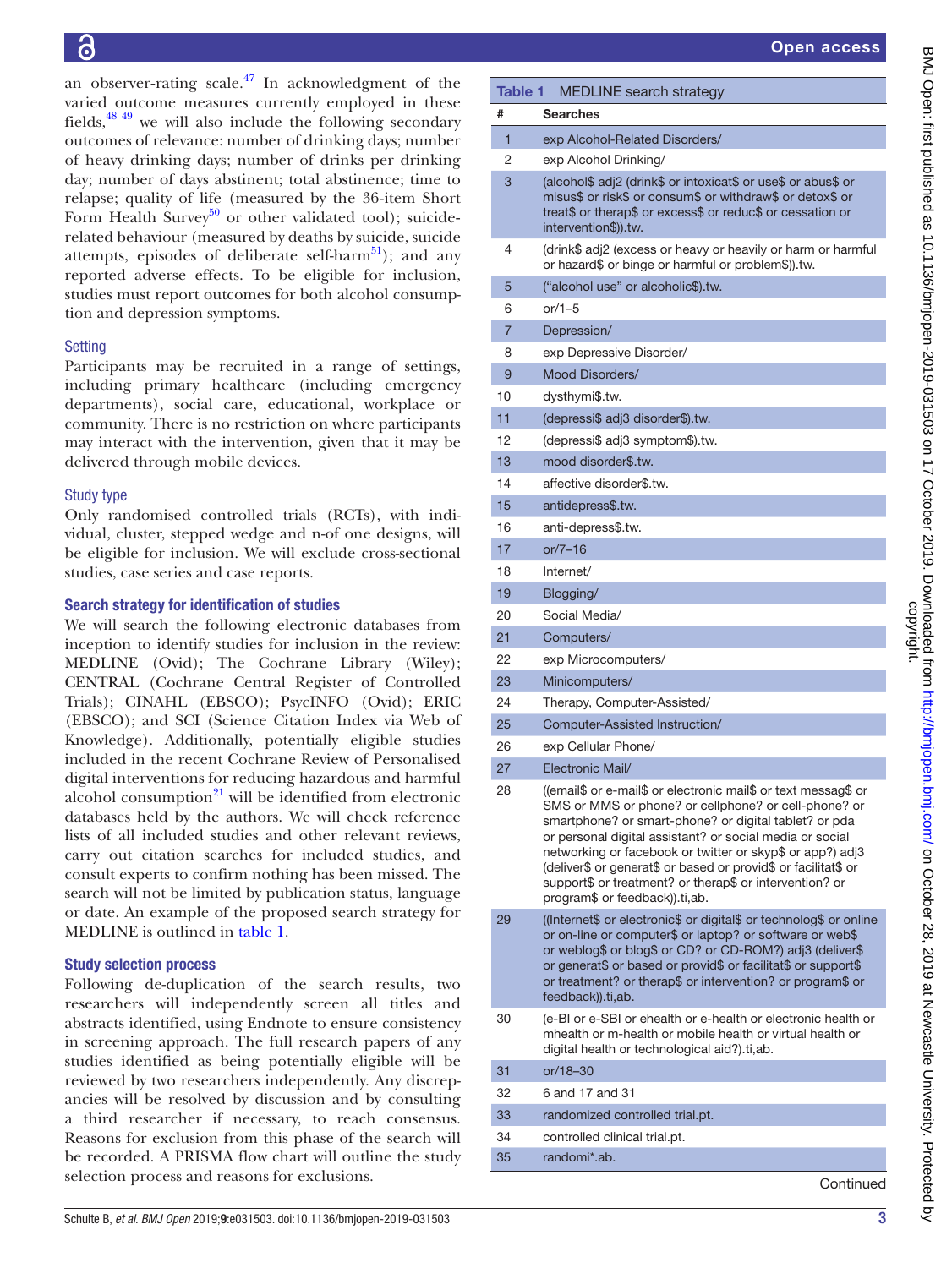an observer-rating scale.[47] In acknowledgment of the varied outcome measures currently employed in these fields,[48 49] we will also include the following secondary outcomes of relevance: number of drinking days; number of heavy drinking days; number of drinks per drinking day; number of days abstinent; total abstinence; time to relapse; quality of life (measured by the 36-item Short Form Health Survey[50] or other validated tool); suicide-related behaviour (measured by deaths by suicide, suicide attempts, episodes of deliberate self-harm[51]); and any reported adverse effects. To be eligible for inclusion, studies must report outcomes for both alcohol consumption and depression symptoms.

### Setting

Participants may be recruited in a range of settings, including primary healthcare (including emergency departments), social care, educational, workplace or community. There is no restriction on where participants may interact with the intervention, given that it may be delivered through mobile devices.

### Study type

Only randomised controlled trials (RCTs), with individual, cluster, stepped wedge and n-of one designs, will be eligible for inclusion. We will exclude cross-sectional studies, case series and case reports.

## Search strategy for identification of studies

We will search the following electronic databases from inception to identify studies for inclusion in the review: MEDLINE (Ovid); The Cochrane Library (Wiley); CENTRAL (Cochrane Central Register of Controlled Trials); CINAHL (EBSCO); PsycINFO (Ovid); ERIC (EBSCO); and SCI (Science Citation Index via Web of Knowledge). Additionally, potentially eligible studies included in the recent Cochrane Review of Personalised digital interventions for reducing hazardous and harmful alcohol consumption[21] will be identified from electronic databases held by the authors. We will check reference lists of all included studies and other relevant reviews, carry out citation searches for included studies, and consult experts to confirm nothing has been missed. The search will not be limited by publication status, language or date. An example of the proposed search strategy for MEDLINE is outlined in table 1.

## Study selection process

Following de-duplication of the search results, two researchers will independently screen all titles and abstracts identified, using Endnote to ensure consistency in screening approach. The full research papers of any studies identified as being potentially eligible will be reviewed by two researchers independently. Any discrepancies will be resolved by discussion and by consulting a third researcher if necessary, to reach consensus. Reasons for exclusion from this phase of the search will be recorded. A PRISMA flow chart will outline the study selection process and reasons for exclusions.

**Table 1** MEDLINE search strategy

| # | Searches |
|---|---|
| 1 | exp Alcohol-Related Disorders/ |
| 2 | exp Alcohol Drinking/ |
| 3 | (alcohol$ adj2 (drink$ or intoxicat$ or use$ or abus$ or misus$ or risk$ or consum$ or withdraw$ or detox$ or treat$ or therap$ or excess$ or reduc$ or cessation or intervention$)).tw. |
| 4 | (drink$ adj2 (excess or heavy or heavily or harm or harmful or hazard$ or binge or harmful or problem$)).tw. |
| 5 | ("alcohol use" or alcoholic$).tw. |
| 6 | or/1–5 |
| 7 | Depression/ |
| 8 | exp Depressive Disorder/ |
| 9 | Mood Disorders/ |
| 10 | dysthymi$.tw. |
| 11 | (depressi$ adj3 disorder$).tw. |
| 12 | (depressi$ adj3 symptom$).tw. |
| 13 | mood disorder$.tw. |
| 14 | affective disorder$.tw. |
| 15 | antidepress$.tw. |
| 16 | anti-depress$.tw. |
| 17 | or/7–16 |
| 18 | Internet/ |
| 19 | Blogging/ |
| 20 | Social Media/ |
| 21 | Computers/ |
| 22 | exp Microcomputers/ |
| 23 | Minicomputers/ |
| 24 | Therapy, Computer-Assisted/ |
| 25 | Computer-Assisted Instruction/ |
| 26 | exp Cellular Phone/ |
| 27 | Electronic Mail/ |
| 28 | ((email$ or e-mail$ or electronic mail$ or text messag$ or SMS or MMS or phone? or cellphone? or cell-phone? or smartphone? or smart-phone? or digital tablet? or pda or personal digital assistant? or social media or social networking or facebook or twitter or skyp$ or app?) adj3 (deliver$ or generat$ or based or provid$ or facilitat$ or support$ or treatment? or therap$ or intervention? or program$ or feedback)).ti,ab. |
| 29 | ((Internet$ or electronic$ or digital$ or technolog$ or online or on-line or computer$ or laptop? or software or web$ or weblog$ or blog$ or CD? or CD-ROM?) adj3 (deliver$ or generat$ or based or provid$ or facilitat$ or support$ or treatment? or therap$ or intervention? or program$ or feedback)).ti,ab. |
| 30 | (e-BI or e-SBI or ehealth or e-health or electronic health or mhealth or m-health or mobile health or virtual health or digital health or technological aid?).ti,ab. |
| 31 | or/18–30 |
| 32 | 6 and 17 and 31 |
| 33 | randomized controlled trial.pt. |
| 34 | controlled clinical trial.pt. |
| 35 | randomi*.ab. |

Continued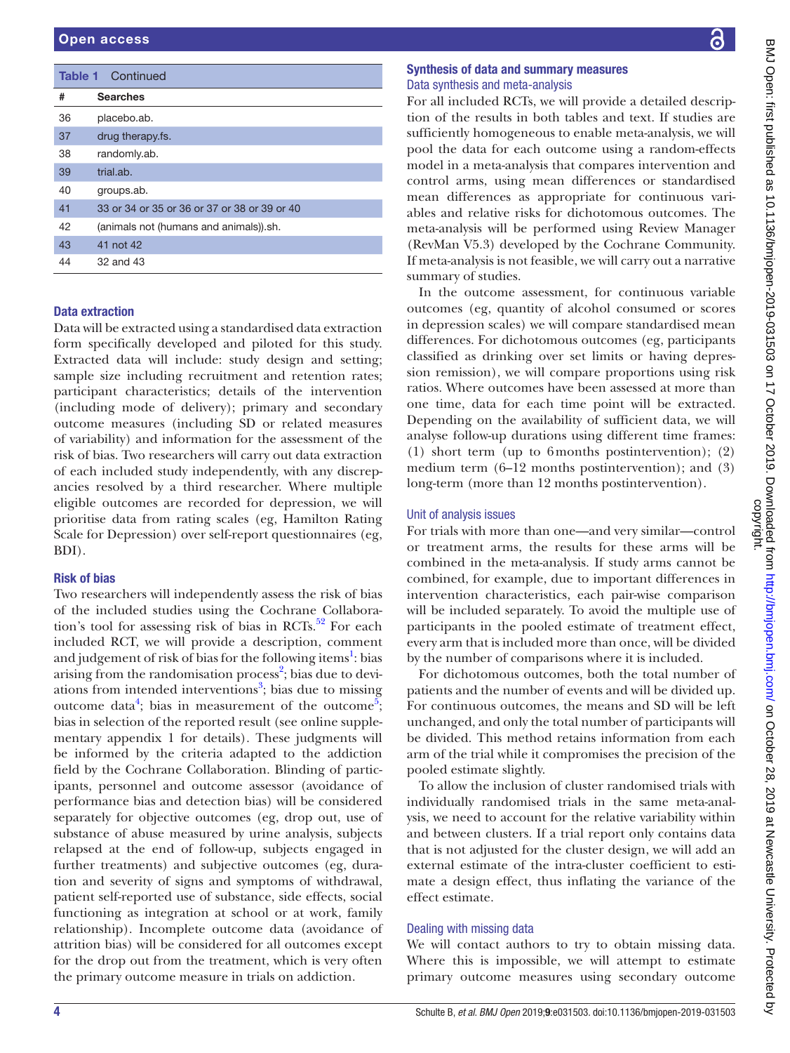**Table 1** Continued

| # | Searches |
|---|---|
| 36 | placebo.ab. |
| 37 | drug therapy.fs. |
| 38 | randomly.ab. |
| 39 | trial.ab. |
| 40 | groups.ab. |
| 41 | 33 or 34 or 35 or 36 or 37 or 38 or 39 or 40 |
| 42 | (animals not (humans and animals)).sh. |
| 43 | 41 not 42 |
| 44 | 32 and 43 |

### Data extraction

Data will be extracted using a standardised data extraction form specifically developed and piloted for this study. Extracted data will include: study design and setting; sample size including recruitment and retention rates; participant characteristics; details of the intervention (including mode of delivery); primary and secondary outcome measures (including SD or related measures of variability) and information for the assessment of the risk of bias. Two researchers will carry out data extraction of each included study independently, with any discrepancies resolved by a third researcher. Where multiple eligible outcomes are recorded for depression, we will prioritise data from rating scales (eg, Hamilton Rating Scale for Depression) over self-report questionnaires (eg, BDI).

### Risk of bias

Two researchers will independently assess the risk of bias of the included studies using the Cochrane Collaboration's tool for assessing risk of bias in RCTs.[52] For each included RCT, we will provide a description, comment and judgement of risk of bias for the following items[1]: bias arising from the randomisation process[2]; bias due to deviations from intended interventions[3]; bias due to missing outcome data[4]; bias in measurement of the outcome[5]; bias in selection of the reported result (see online supplementary appendix 1 for details). These judgments will be informed by the criteria adapted to the addiction field by the Cochrane Collaboration. Blinding of participants, personnel and outcome assessor (avoidance of performance bias and detection bias) will be considered separately for objective outcomes (eg, drop out, use of substance of abuse measured by urine analysis, subjects relapsed at the end of follow-up, subjects engaged in further treatments) and subjective outcomes (eg, duration and severity of signs and symptoms of withdrawal, patient self-reported use of substance, side effects, social functioning as integration at school or at work, family relationship). Incomplete outcome data (avoidance of attrition bias) will be considered for all outcomes except for the drop out from the treatment, which is very often the primary outcome measure in trials on addiction.

### Synthesis of data and summary measures

#### Data synthesis and meta-analysis

For all included RCTs, we will provide a detailed description of the results in both tables and text. If studies are sufficiently homogeneous to enable meta-analysis, we will pool the data for each outcome using a random-effects model in a meta-analysis that compares intervention and control arms, using mean differences or standardised mean differences as appropriate for continuous variables and relative risks for dichotomous outcomes. The meta-analysis will be performed using Review Manager (RevMan V5.3) developed by the Cochrane Community. If meta-analysis is not feasible, we will carry out a narrative summary of studies.

In the outcome assessment, for continuous variable outcomes (eg, quantity of alcohol consumed or scores in depression scales) we will compare standardised mean differences. For dichotomous outcomes (eg, participants classified as drinking over set limits or having depression remission), we will compare proportions using risk ratios. Where outcomes have been assessed at more than one time, data for each time point will be extracted. Depending on the availability of sufficient data, we will analyse follow-up durations using different time frames: (1) short term (up to 6 months postintervention); (2) medium term (6–12 months postintervention); and (3) long-term (more than 12 months postintervention).

#### Unit of analysis issues

For trials with more than one—and very similar—control or treatment arms, the results for these arms will be combined in the meta-analysis. If study arms cannot be combined, for example, due to important differences in intervention characteristics, each pair-wise comparison will be included separately. To avoid the multiple use of participants in the pooled estimate of treatment effect, every arm that is included more than once, will be divided by the number of comparisons where it is included.

For dichotomous outcomes, both the total number of patients and the number of events and will be divided up. For continuous outcomes, the means and SD will be left unchanged, and only the total number of participants will be divided. This method retains information from each arm of the trial while it compromises the precision of the pooled estimate slightly.

To allow the inclusion of cluster randomised trials with individually randomised trials in the same meta-analysis, we need to account for the relative variability within and between clusters. If a trial report only contains data that is not adjusted for the cluster design, we will add an external estimate of the intra-cluster coefficient to estimate a design effect, thus inflating the variance of the effect estimate.

#### Dealing with missing data

We will contact authors to try to obtain missing data. Where this is impossible, we will attempt to estimate primary outcome measures using secondary outcome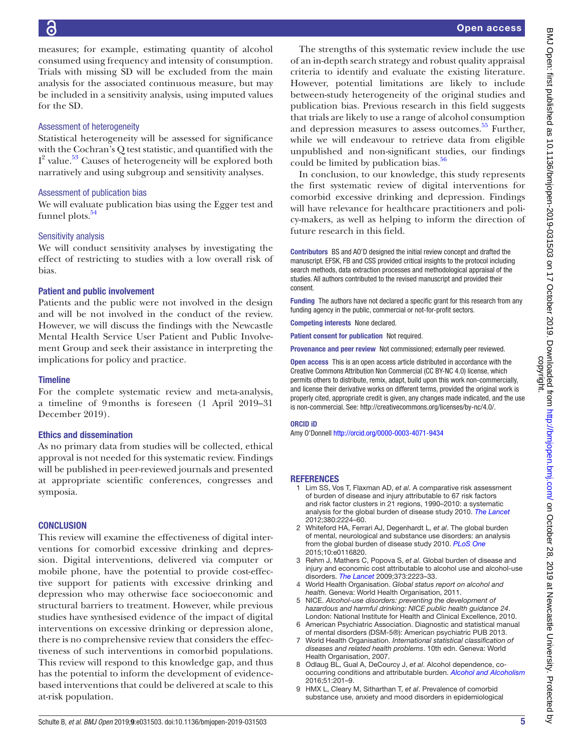measures; for example, estimating quantity of alcohol consumed using frequency and intensity of consumption. Trials with missing SD will be excluded from the main analysis for the associated continuous measure, but may be included in a sensitivity analysis, using imputed values for the SD.

### Assessment of heterogeneity

Statistical heterogeneity will be assessed for significance with the Cochran's Q test statistic, and quantified with the $I^2$ value.[53] Causes of heterogeneity will be explored both narratively and using subgroup and sensitivity analyses.

### Assessment of publication bias

We will evaluate publication bias using the Egger test and funnel plots.[54]

### Sensitivity analysis

We will conduct sensitivity analyses by investigating the effect of restricting to studies with a low overall risk of bias.

## Patient and public involvement

Patients and the public were not involved in the design and will be not involved in the conduct of the review. However, we will discuss the findings with the Newcastle Mental Health Service User Patient and Public Involvement Group and seek their assistance in interpreting the implications for policy and practice.

## Timeline

For the complete systematic review and meta-analysis, a timeline of 9 months is foreseen (1 April 2019–31 December 2019).

## Ethics and dissemination

As no primary data from studies will be collected, ethical approval is not needed for this systematic review. Findings will be published in peer-reviewed journals and presented at appropriate scientific conferences, congresses and symposia.

## CONCLUSION

This review will examine the effectiveness of digital interventions for comorbid excessive drinking and depression. Digital interventions, delivered via computer or mobile phone, have the potential to provide cost-effective support for patients with excessive drinking and depression who may otherwise face socioeconomic and structural barriers to treatment. However, while previous studies have synthesised evidence of the impact of digital interventions on excessive drinking or depression alone, there is no comprehensive review that considers the effectiveness of such interventions in comorbid populations. This review will respond to this knowledge gap, and thus has the potential to inform the development of evidence-based interventions that could be delivered at scale to this at-risk population.

The strengths of this systematic review include the use of an in-depth search strategy and robust quality appraisal criteria to identify and evaluate the existing literature. However, potential limitations are likely to include between-study heterogeneity of the original studies and publication bias. Previous research in this field suggests that trials are likely to use a range of alcohol consumption and depression measures to assess outcomes.[55] Further, while we will endeavour to retrieve data from eligible unpublished and non-significant studies, our findings could be limited by publication bias.[56]

In conclusion, to our knowledge, this study represents the first systematic review of digital interventions for comorbid excessive drinking and depression. Findings will have relevance for healthcare practitioners and policy-makers, as well as helping to inform the direction of future research in this field.

**Contributors** BS and AO'D designed the initial review concept and drafted the manuscript. EFSK, FB and CSS provided critical insights to the protocol including search methods, data extraction processes and methodological appraisal of the studies. All authors contributed to the revised manuscript and provided their consent.

**Funding** The authors have not declared a specific grant for this research from any funding agency in the public, commercial or not-for-profit sectors.

**Competing interests** None declared.

**Patient consent for publication** Not required.

**Provenance and peer review** Not commissioned; externally peer reviewed.

**Open access** This is an open access article distributed in accordance with the Creative Commons Attribution Non Commercial (CC BY-NC 4.0) license, which permits others to distribute, remix, adapt, build upon this work non-commercially, and license their derivative works on different terms, provided the original work is properly cited, appropriate credit is given, any changes made indicated, and the use is non-commercial. See: http://creativecommons.org/licenses/by-nc/4.0/.

**ORCID iD**

Amy O'Donnell http://orcid.org/0000-0003-4071-9434

## REFERENCES

1. Lim SS, Vos T, Flaxman AD, *et al*. A comparative risk assessment of burden of disease and injury attributable to 67 risk factors and risk factor clusters in 21 regions, 1990–2010: a systematic analysis for the global burden of disease study 2010. *The Lancet* 2012;380:2224–60.
2. Whiteford HA, Ferrari AJ, Degenhardt L, *et al*. The global burden of mental, neurological and substance use disorders: an analysis from the global burden of disease study 2010. *PLoS One* 2015;10:e0116820.
3. Rehm J, Mathers C, Popova S, *et al*. Global burden of disease and injury and economic cost attributable to alcohol use and alcohol-use disorders. *The Lancet* 2009;373:2223–33.
4. World Health Organisation. *Global status report on alcohol and health*. Geneva: World Health Organisation, 2011.
5. NICE. *Alcohol-use disorders: preventing the development of hazardous and harmful drinking: NICE public health guidance 24*. London: National Institute for Health and Clinical Excellence, 2010.
6. American Psychiatric Association. Diagnostic and statistical manual of mental disorders (DSM-5®): American psychiatric PUB 2013.
7. World Health Organisation. *International statistical classification of diseases and related health problems*. 10th edn. Geneva: World Health Organisation, 2007.
8. Odlaug BL, Gual A, DeCourcy J, *et al*. Alcohol dependence, co-occurring conditions and attributable burden. *Alcohol and Alcoholism* 2016;51:201–9.
9. HMX L, Cleary M, Sitharthan T, *et al*. Prevalence of comorbid substance use, anxiety and mood disorders in epidemiological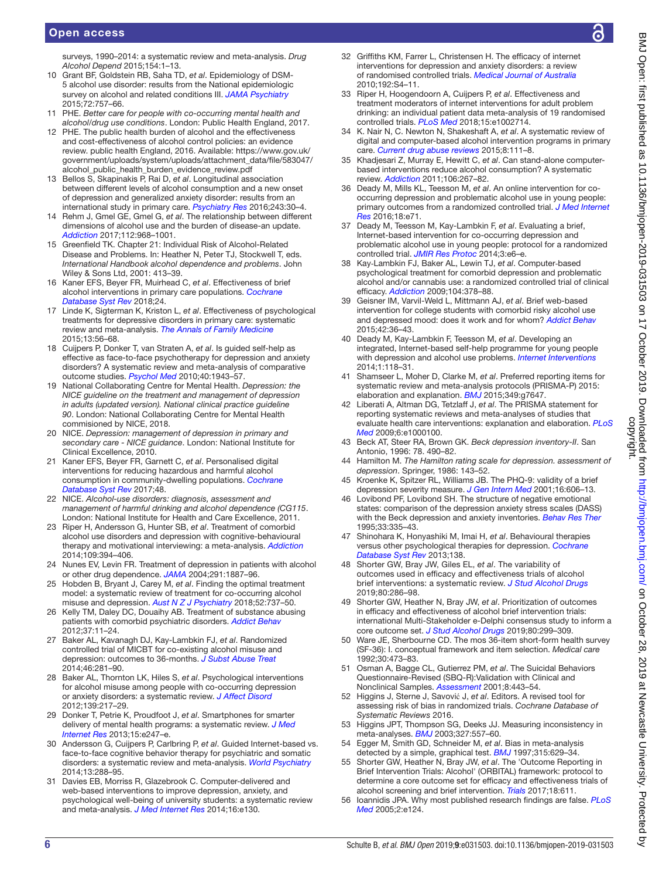surveys, 1990–2014: a systematic review and meta-analysis. *Drug Alcohol Depend* 2015;154:1–13.

10. Grant BF, Goldstein RB, Saha TD, *et al*. Epidemiology of DSM-5 alcohol use disorder: results from the National epidemiologic survey on alcohol and related conditions III. *JAMA Psychiatry* 2015;72:757–66.
11. PHE. *Better care for people with co-occurring mental health and alcohol/drug use conditions*. London: Public Health England, 2017.
12. PHE. The public health burden of alcohol and the effectiveness and cost-effectiveness of alcohol control policies: an evidence review. public health England, 2016. Available: https://www.gov.uk/government/uploads/system/uploads/attachment_data/file/583047/alcohol_public_health_burden_evidence_review.pdf
13. Bellos S, Skapinakis P, Rai D, *et al*. Longitudinal association between different levels of alcohol consumption and a new onset of depression and generalized anxiety disorder: results from an international study in primary care. *Psychiatry Res* 2016;243:30–4.
14. Rehm J, Gmel GE, Gmel G, *et al*. The relationship between different dimensions of alcohol use and the burden of disease-an update. *Addiction* 2017;112:968–1001.
15. Greenfield TK. Chapter 21: Individual Risk of Alcohol-Related Disease and Problems. In: Heather N, Peter TJ, Stockwell T, eds. *International Handbook alcohol dependence and problems*. John Wiley & Sons Ltd, 2001: 413–39.
16. Kaner EFS, Beyer FR, Muirhead C, *et al*. Effectiveness of brief alcohol interventions in primary care populations. *Cochrane Database Syst Rev* 2018;24.
17. Linde K, Sigterman K, Kriston L, *et al*. Effectiveness of psychological treatments for depressive disorders in primary care: systematic review and meta-analysis. *The Annals of Family Medicine* 2015;13:56–68.
18. Cuijpers P, Donker T, van Straten A, *et al*. Is guided self-help as effective as face-to-face psychotherapy for depression and anxiety disorders? A systematic review and meta-analysis of comparative outcome studies. *Psychol Med* 2010;40:1943–57.
19. National Collaborating Centre for Mental Health. *Depression: the NICE guideline on the treatment and management of depression in adults (updated version). National clinical practice guideline 90*. London: National Collaborating Centre for Mental Health commissioned by NICE, 2018.
20. NICE. *Depression: management of depression in primary and secondary care - NICE guidance*. London: National Institute for Clinical Excellence, 2010.
21. Kaner EFS, Beyer FR, Garnett C, *et al*. Personalised digital interventions for reducing hazardous and harmful alcohol consumption in community-dwelling populations. *Cochrane Database Syst Rev* 2017;48.
22. NICE. *Alcohol-use disorders: diagnosis, assessment and management of harmful drinking and alcohol dependence (CG115*. London: National Institute for Health and Care Excellence, 2011.
23. Riper H, Andersson G, Hunter SB, *et al*. Treatment of comorbid alcohol use disorders and depression with cognitive-behavioural therapy and motivational interviewing: a meta-analysis. *Addiction* 2014;109:394–406.
24. Nunes EV, Levin FR. Treatment of depression in patients with alcohol or other drug dependence. *JAMA* 2004;291:1887–96.
25. Hobden B, Bryant J, Carey M, *et al*. Finding the optimal treatment model: a systematic review of treatment for co-occurring alcohol misuse and depression. *Aust N Z J Psychiatry* 2018;52:737–50.
26. Kelly TM, Daley DC, Douaihy AB. Treatment of substance abusing patients with comorbid psychiatric disorders. *Addict Behav* 2012;37:11–24.
27. Baker AL, Kavanagh DJ, Kay-Lambkin FJ, *et al*. Randomized controlled trial of MICBT for co-existing alcohol misuse and depression: outcomes to 36-months. *J Subst Abuse Treat* 2014;46:281–90.
28. Baker AL, Thornton LK, Hiles S, *et al*. Psychological interventions for alcohol misuse among people with co-occurring depression or anxiety disorders: a systematic review. *J Affect Disord* 2012;139:217–29.
29. Donker T, Petrie K, Proudfoot J, *et al*. Smartphones for smarter delivery of mental health programs: a systematic review. *J Med Internet Res* 2013;15:e247–e.
30. Andersson G, Cuijpers P, Carlbring P, *et al*. Guided Internet-based vs. face-to-face cognitive behavior therapy for psychiatric and somatic disorders: a systematic review and meta-analysis. *World Psychiatry* 2014;13:288–95.
31. Davies EB, Morriss R, Glazebrook C. Computer-delivered and web-based interventions to improve depression, anxiety, and psychological well-being of university students: a systematic review and meta-analysis. *J Med Internet Res* 2014;16:e130.
32. Griffiths KM, Farrer L, Christensen H. The efficacy of internet interventions for depression and anxiety disorders: a review of randomised controlled trials. *Medical Journal of Australia* 2010;192:S4–11.
33. Riper H, Hoogendoorn A, Cuijpers P, *et al*. Effectiveness and treatment moderators of internet interventions for adult problem drinking: an individual patient data meta-analysis of 19 randomised controlled trials. *PLoS Med* 2018;15:e1002714.
34. K. Nair N, C. Newton N, Shakeshaft A, *et al*. A systematic review of digital and computer-based alcohol intervention programs in primary care. *Current drug abuse reviews* 2015;8:111–8.
35. Khadjesari Z, Murray E, Hewitt C, *et al*. Can stand-alone computer-based interventions reduce alcohol consumption? A systematic review. *Addiction* 2011;106:267–82.
36. Deady M, Mills KL, Teesson M, *et al*. An online intervention for co-occurring depression and problematic alcohol use in young people: primary outcomes from a randomized controlled trial. *J Med Internet Res* 2016;18:e71.
37. Deady M, Teesson M, Kay-Lambkin F, *et al*. Evaluating a brief, Internet-based intervention for co-occurring depression and problematic alcohol use in young people: protocol for a randomized controlled trial. *JMIR Res Protoc* 2014;3:e6–e.
38. Kay-Lambkin FJ, Baker AL, Lewin TJ, *et al*. Computer-based psychological treatment for comorbid depression and problematic alcohol and/or cannabis use: a randomized controlled trial of clinical efficacy. *Addiction* 2009;104:378–88.
39. Geisner IM, Varvil-Weld L, Mittmann AJ, *et al*. Brief web-based intervention for college students with comorbid risky alcohol use and depressed mood: does it work and for whom? *Addict Behav* 2015;42:36–43.
40. Deady M, Kay-Lambkin F, Teesson M, *et al*. Developing an integrated, Internet-based self-help programme for young people with depression and alcohol use problems. *Internet Interventions* 2014;1:118–31.
41. Shamseer L, Moher D, Clarke M, *et al*. Preferred reporting items for systematic review and meta-analysis protocols (PRISMA-P) 2015: elaboration and explanation. *BMJ* 2015;349:g7647.
42. Liberati A, Altman DG, Tetzlaff J, *et al*. The PRISMA statement for reporting systematic reviews and meta-analyses of studies that evaluate health care interventions: explanation and elaboration. *PLoS Med* 2009;6:e1000100.
43. Beck AT, Steer RA, Brown GK. *Beck depression inventory-II*. San Antonio, 1996: 78. 490–82.
44. Hamilton M. *The Hamilton rating scale for depression. assessment of depression*. Springer, 1986: 143–52.
45. Kroenke K, Spitzer RL, Williams JB. The PHQ-9: validity of a brief depression severity measure. *J Gen Intern Med* 2001;16:606–13.
46. Lovibond PF, Lovibond SH. The structure of negative emotional states: comparison of the depression anxiety stress scales (DASS) with the Beck depression and anxiety inventories. *Behav Res Ther* 1995;33:335–43.
47. Shinohara K, Honyashiki M, Imai H, *et al*. Behavioural therapies versus other psychological therapies for depression. *Cochrane Database Syst Rev* 2013;138.
48. Shorter GW, Bray JW, Giles EL, *et al*. The variability of outcomes used in efficacy and effectiveness trials of alcohol brief interventions: a systematic review. *J Stud Alcohol Drugs* 2019;80:286–98.
49. Shorter GW, Heather N, Bray JW, *et al*. Prioritization of outcomes in efficacy and effectiveness of alcohol brief intervention trials: international Multi-Stakeholder e-Delphi consensus study to inform a core outcome set. *J Stud Alcohol Drugs* 2019;80:299–309.
50. Ware JE, Sherbourne CD. The mos 36-item short-form health survey (SF-36): I. conceptual framework and item selection. *Medical care* 1992;30:473–83.
51. Osman A, Bagge CL, Gutierrez PM, *et al*. The Suicidal Behaviors Questionnaire-Revised (SBQ-R):Validation with Clinical and Nonclinical Samples. *Assessment* 2001;8:443–54.
52. Higgins J, Sterne J, Savović J, *et al*. Editors. A revised tool for assessing risk of bias in randomized trials. *Cochrane Database of Systematic Reviews* 2016.
53. Higgins JPT, Thompson SG, Deeks JJ. Measuring inconsistency in meta-analyses. *BMJ* 2003;327:557–60.
54. Egger M, Smith GD, Schneider M, *et al*. Bias in meta-analysis detected by a simple, graphical test. *BMJ* 1997;315:629–34.
55. Shorter GW, Heather N, Bray JW, *et al*. The 'Outcome Reporting in Brief Intervention Trials: Alcohol' (ORBITAL) framework: protocol to determine a core outcome set for efficacy and effectiveness trials of alcohol screening and brief intervention. *Trials* 2017;18:611.
56. Ioannidis JPA. Why most published research findings are false. *PLoS Med* 2005;2:e124.